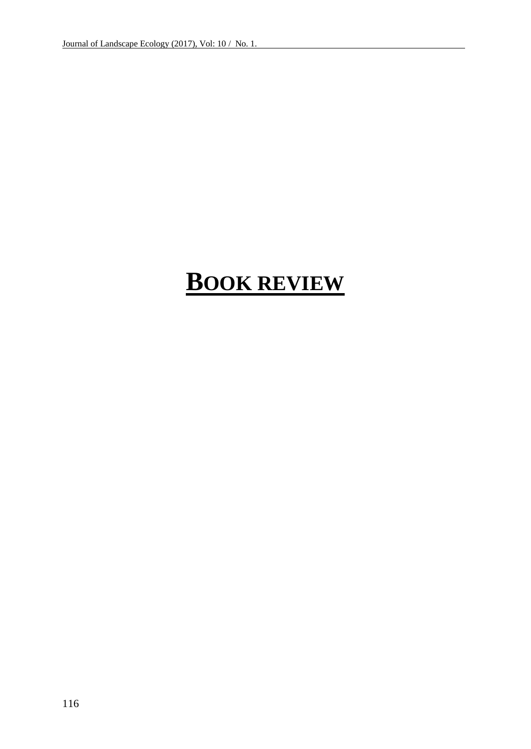# BOOK REVIEW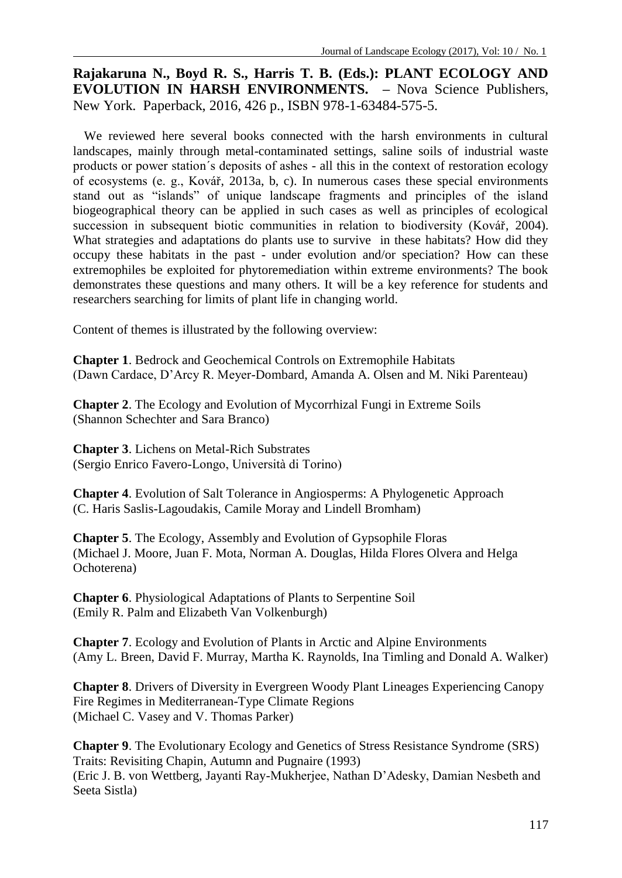**Rajakaruna N., Boyd R. S., Harris T. B. (Eds.): PLANT ECOLOGY AND EVOLUTION IN HARSH ENVIRONMENTS. –** Nova Science Publishers, New York. Paperback, 2016, 426 p., ISBN 978-1-63484-575-5.

We reviewed here several books connected with the harsh environments in cultural landscapes, mainly through metal-contaminated settings, saline soils of industrial waste products or power station´s deposits of ashes - all this in the context of restoration ecology of ecosystems (e. g., Kovář, 2013a, b, c). In numerous cases these special environments stand out as "islands" of unique landscape fragments and principles of the island biogeographical theory can be applied in such cases as well as principles of ecological succession in subsequent biotic communities in relation to biodiversity (Kovář, 2004). What strategies and adaptations do plants use to survive in these habitats? How did they occupy these habitats in the past - under evolution and/or speciation? How can these extremophiles be exploited for phytoremediation within extreme environments? The book demonstrates these questions and many others. It will be a key reference for students and researchers searching for limits of plant life in changing world.

Content of themes is illustrated by the following overview:

**Chapter 1**. Bedrock and Geochemical Controls on Extremophile Habitats
(Dawn Cardace, D'Arcy R. Meyer-Dombard, Amanda A. Olsen and M. Niki Parenteau)

**Chapter 2**. The Ecology and Evolution of Mycorrhizal Fungi in Extreme Soils
(Shannon Schechter and Sara Branco)

**Chapter 3**. Lichens on Metal-Rich Substrates
(Sergio Enrico Favero-Longo, Università di Torino)

**Chapter 4**. Evolution of Salt Tolerance in Angiosperms: A Phylogenetic Approach
(C. Haris Saslis-Lagoudakis, Camile Moray and Lindell Bromham)

**Chapter 5**. The Ecology, Assembly and Evolution of Gypsophile Floras
(Michael J. Moore, Juan F. Mota, Norman A. Douglas, Hilda Flores Olvera and Helga Ochoterena)

**Chapter 6**. Physiological Adaptations of Plants to Serpentine Soil
(Emily R. Palm and Elizabeth Van Volkenburgh)

**Chapter 7**. Ecology and Evolution of Plants in Arctic and Alpine Environments
(Amy L. Breen, David F. Murray, Martha K. Raynolds, Ina Timling and Donald A. Walker)

**Chapter 8**. Drivers of Diversity in Evergreen Woody Plant Lineages Experiencing Canopy Fire Regimes in Mediterranean-Type Climate Regions
(Michael C. Vasey and V. Thomas Parker)

**Chapter 9**. The Evolutionary Ecology and Genetics of Stress Resistance Syndrome (SRS) Traits: Revisiting Chapin, Autumn and Pugnaire (1993)
(Eric J. B. von Wettberg, Jayanti Ray-Mukherjee, Nathan D'Adesky, Damian Nesbeth and Seeta Sistla)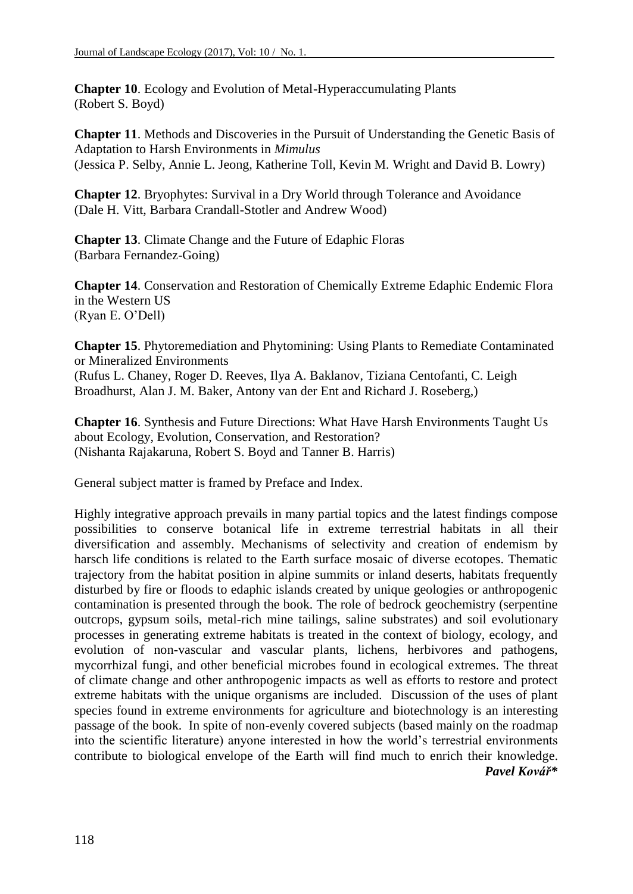**Chapter 10**. Ecology and Evolution of Metal-Hyperaccumulating Plants
(Robert S. Boyd)

**Chapter 11**. Methods and Discoveries in the Pursuit of Understanding the Genetic Basis of Adaptation to Harsh Environments in *Mimulus*
(Jessica P. Selby, Annie L. Jeong, Katherine Toll, Kevin M. Wright and David B. Lowry)

**Chapter 12**. Bryophytes: Survival in a Dry World through Tolerance and Avoidance
(Dale H. Vitt, Barbara Crandall-Stotler and Andrew Wood)

**Chapter 13**. Climate Change and the Future of Edaphic Floras
(Barbara Fernandez-Going)

**Chapter 14**. Conservation and Restoration of Chemically Extreme Edaphic Endemic Flora in the Western US
(Ryan E. O'Dell)

**Chapter 15**. Phytoremediation and Phytomining: Using Plants to Remediate Contaminated or Mineralized Environments
(Rufus L. Chaney, Roger D. Reeves, Ilya A. Baklanov, Tiziana Centofanti, C. Leigh Broadhurst, Alan J. M. Baker, Antony van der Ent and Richard J. Roseberg,)

**Chapter 16**. Synthesis and Future Directions: What Have Harsh Environments Taught Us about Ecology, Evolution, Conservation, and Restoration?
(Nishanta Rajakaruna, Robert S. Boyd and Tanner B. Harris)

General subject matter is framed by Preface and Index.

Highly integrative approach prevails in many partial topics and the latest findings compose possibilities to conserve botanical life in extreme terrestrial habitats in all their diversification and assembly. Mechanisms of selectivity and creation of endemism by harsch life conditions is related to the Earth surface mosaic of diverse ecotopes. Thematic trajectory from the habitat position in alpine summits or inland deserts, habitats frequently disturbed by fire or floods to edaphic islands created by unique geologies or anthropogenic contamination is presented through the book. The role of bedrock geochemistry (serpentine outcrops, gypsum soils, metal-rich mine tailings, saline substrates) and soil evolutionary processes in generating extreme habitats is treated in the context of biology, ecology, and evolution of non-vascular and vascular plants, lichens, herbivores and pathogens, mycorrhizal fungi, and other beneficial microbes found in ecological extremes. The threat of climate change and other anthropogenic impacts as well as efforts to restore and protect extreme habitats with the unique organisms are included. Discussion of the uses of plant species found in extreme environments for agriculture and biotechnology is an interesting passage of the book. In spite of non-evenly covered subjects (based mainly on the roadmap into the scientific literature) anyone interested in how the world's terrestrial environments contribute to biological envelope of the Earth will find much to enrich their knowledge.

***Pavel Kovář****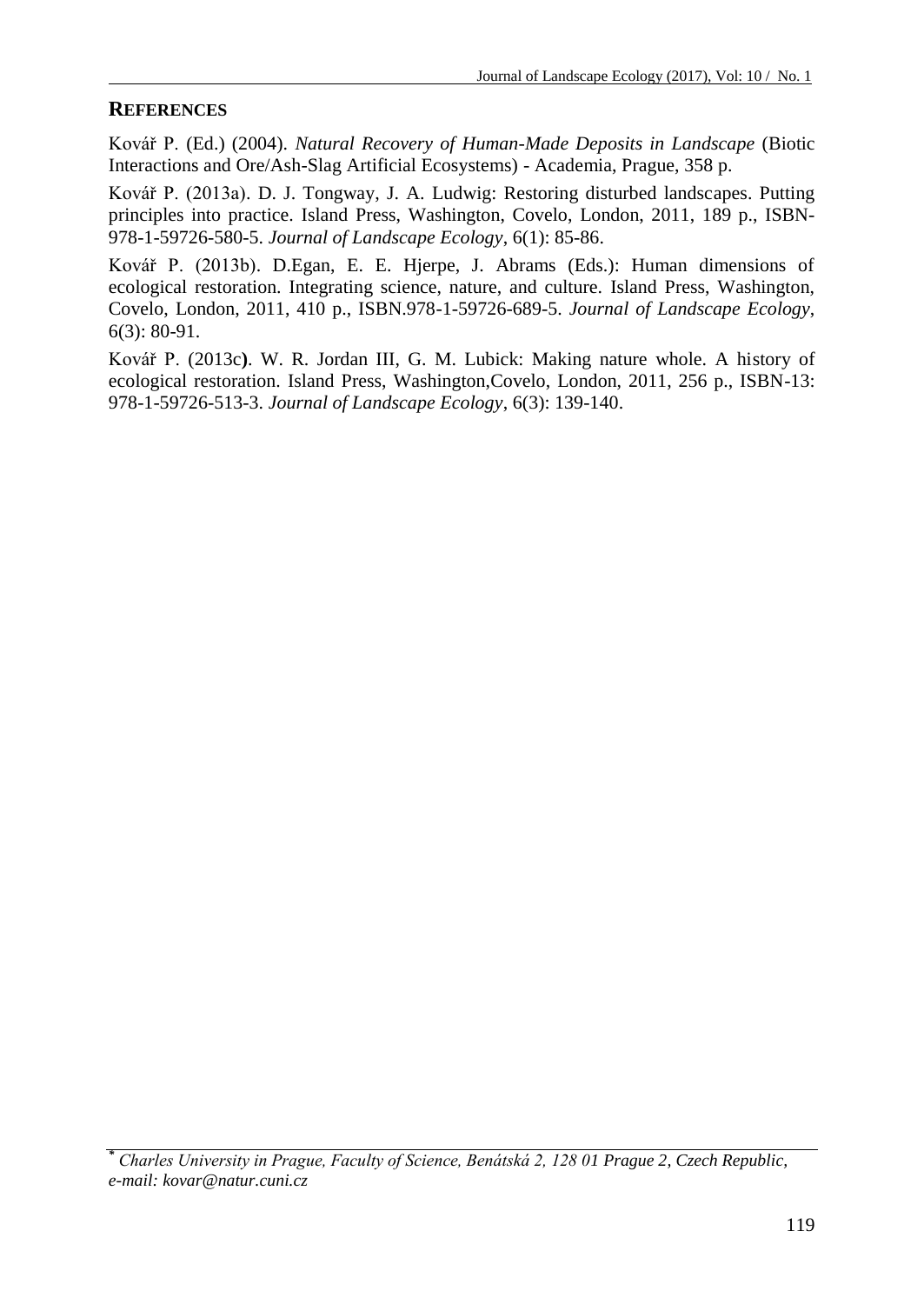## REFERENCES

Kovář P. (Ed.) (2004). *Natural Recovery of Human-Made Deposits in Landscape* (Biotic Interactions and Ore/Ash-Slag Artificial Ecosystems) - Academia, Prague, 358 p.

Kovář P. (2013a). D. J. Tongway, J. A. Ludwig: Restoring disturbed landscapes. Putting principles into practice. Island Press, Washington, Covelo, London, 2011, 189 p., ISBN-978-1-59726-580-5. *Journal of Landscape Ecology*, 6(1): 85-86.

Kovář P. (2013b). D.Egan, E. E. Hjerpe, J. Abrams (Eds.): Human dimensions of ecological restoration. Integrating science, nature, and culture. Island Press, Washington, Covelo, London, 2011, 410 p., ISBN.978-1-59726-689-5. *Journal of Landscape Ecology*, 6(3): 80-91.

Kovář P. (2013c**)**. W. R. Jordan III, G. M. Lubick: Making nature whole. A history of ecological restoration. Island Press, Washington,Covelo, London, 2011, 256 p., ISBN-13: 978-1-59726-513-3. *Journal of Landscape Ecology*, 6(3): 139-140.

---

\* *Charles University in Prague, Faculty of Science, Benátská 2, 128 01 Prague 2, Czech Republic, e-mail: kovar@natur.cuni.cz*